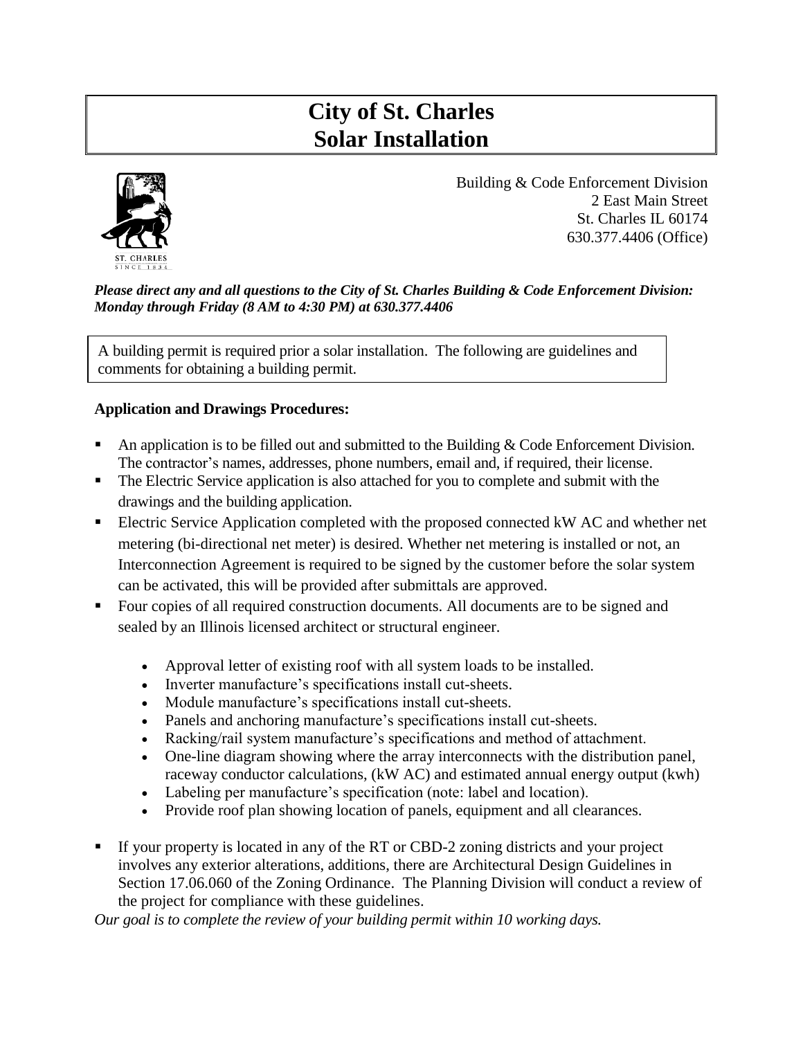# City of St. Charles
# Solar Installation

Building & Code Enforcement Division
2 East Main Street
St. Charles IL 60174
630.377.4406 (Office)

***Please direct any and all questions to the City of St. Charles Building & Code Enforcement Division: Monday through Friday (8 AM to 4:30 PM) at 630.377.4406***

A building permit is required prior a solar installation. The following are guidelines and comments for obtaining a building permit.

**Application and Drawings Procedures:**

- An application is to be filled out and submitted to the Building & Code Enforcement Division. The contractor's names, addresses, phone numbers, email and, if required, their license.
- The Electric Service application is also attached for you to complete and submit with the drawings and the building application.
- Electric Service Application completed with the proposed connected kW AC and whether net metering (bi-directional net meter) is desired. Whether net metering is installed or not, an Interconnection Agreement is required to be signed by the customer before the solar system can be activated, this will be provided after submittals are approved.
- Four copies of all required construction documents. All documents are to be signed and sealed by an Illinois licensed architect or structural engineer.
  - Approval letter of existing roof with all system loads to be installed.
  - Inverter manufacture's specifications install cut-sheets.
  - Module manufacture's specifications install cut-sheets.
  - Panels and anchoring manufacture's specifications install cut-sheets.
  - Racking/rail system manufacture's specifications and method of attachment.
  - One-line diagram showing where the array interconnects with the distribution panel, raceway conductor calculations, (kW AC) and estimated annual energy output (kwh)
  - Labeling per manufacture's specification (note: label and location).
  - Provide roof plan showing location of panels, equipment and all clearances.
- If your property is located in any of the RT or CBD-2 zoning districts and your project involves any exterior alterations, additions, there are Architectural Design Guidelines in Section 17.06.060 of the Zoning Ordinance. The Planning Division will conduct a review of the project for compliance with these guidelines.

*Our goal is to complete the review of your building permit within 10 working days.*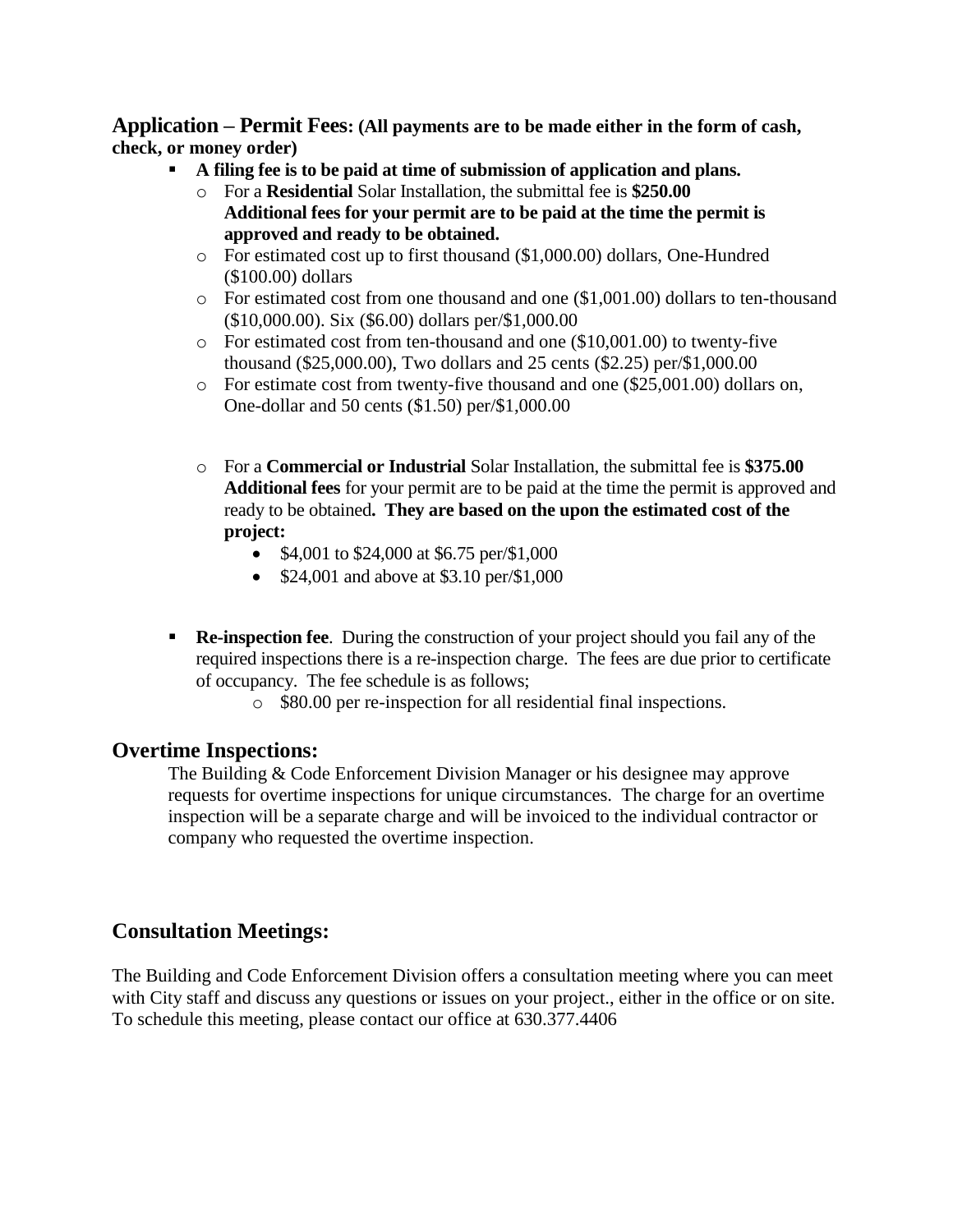## Application – Permit Fees: (All payments are to be made either in the form of cash, check, or money order)

- **A filing fee is to be paid at time of submission of application and plans.**
  - For a **Residential** Solar Installation, the submittal fee is **$250.00**
    **Additional fees for your permit are to be paid at the time the permit is approved and ready to be obtained.**
  - For estimated cost up to first thousand ($1,000.00) dollars, One-Hundred ($100.00) dollars
  - For estimated cost from one thousand and one ($1,001.00) dollars to ten-thousand ($10,000.00). Six ($6.00) dollars per/$1,000.00
  - For estimated cost from ten-thousand and one ($10,001.00) to twenty-five thousand ($25,000.00), Two dollars and 25 cents ($2.25) per/$1,000.00
  - For estimate cost from twenty-five thousand and one ($25,001.00) dollars on, One-dollar and 50 cents ($1.50) per/$1,000.00

  - For a **Commercial or Industrial** Solar Installation, the submittal fee is **$375.00**
    **Additional fees** for your permit are to be paid at the time the permit is approved and ready to be obtained**. They are based on the upon the estimated cost of the project:**
    - $4,001 to $24,000 at $6.75 per/$1,000
    - $24,001 and above at $3.10 per/$1,000

- **Re-inspection fee**. During the construction of your project should you fail any of the required inspections there is a re-inspection charge. The fees are due prior to certificate of occupancy. The fee schedule is as follows;
  - $80.00 per re-inspection for all residential final inspections.

## Overtime Inspections:

The Building & Code Enforcement Division Manager or his designee may approve requests for overtime inspections for unique circumstances. The charge for an overtime inspection will be a separate charge and will be invoiced to the individual contractor or company who requested the overtime inspection.

## Consultation Meetings:

The Building and Code Enforcement Division offers a consultation meeting where you can meet with City staff and discuss any questions or issues on your project., either in the office or on site. To schedule this meeting, please contact our office at 630.377.4406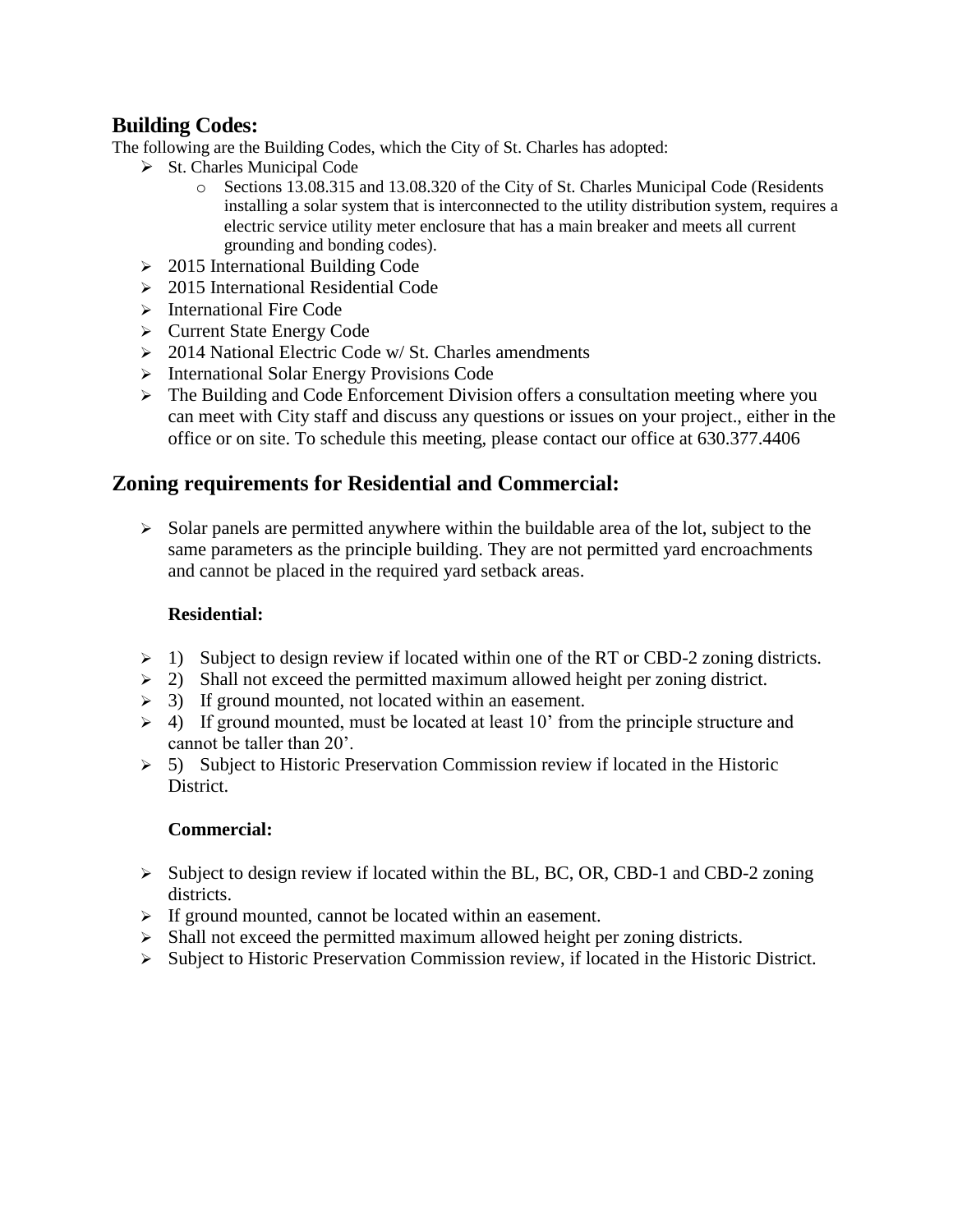## Building Codes:

The following are the Building Codes, which the City of St. Charles has adopted:

- St. Charles Municipal Code
  - Sections 13.08.315 and 13.08.320 of the City of St. Charles Municipal Code (Residents installing a solar system that is interconnected to the utility distribution system, requires a electric service utility meter enclosure that has a main breaker and meets all current grounding and bonding codes).
- 2015 International Building Code
- 2015 International Residential Code
- International Fire Code
- Current State Energy Code
- 2014 National Electric Code w/ St. Charles amendments
- International Solar Energy Provisions Code
- The Building and Code Enforcement Division offers a consultation meeting where you can meet with City staff and discuss any questions or issues on your project., either in the office or on site. To schedule this meeting, please contact our office at 630.377.4406

## Zoning requirements for Residential and Commercial:

- Solar panels are permitted anywhere within the buildable area of the lot, subject to the same parameters as the principle building. They are not permitted yard encroachments and cannot be placed in the required yard setback areas.

**Residential:**

- 1) Subject to design review if located within one of the RT or CBD-2 zoning districts.
- 2) Shall not exceed the permitted maximum allowed height per zoning district.
- 3) If ground mounted, not located within an easement.
- 4) If ground mounted, must be located at least 10' from the principle structure and cannot be taller than 20'.
- 5) Subject to Historic Preservation Commission review if located in the Historic District.

**Commercial:**

- Subject to design review if located within the BL, BC, OR, CBD-1 and CBD-2 zoning districts.
- If ground mounted, cannot be located within an easement.
- Shall not exceed the permitted maximum allowed height per zoning districts.
- Subject to Historic Preservation Commission review, if located in the Historic District.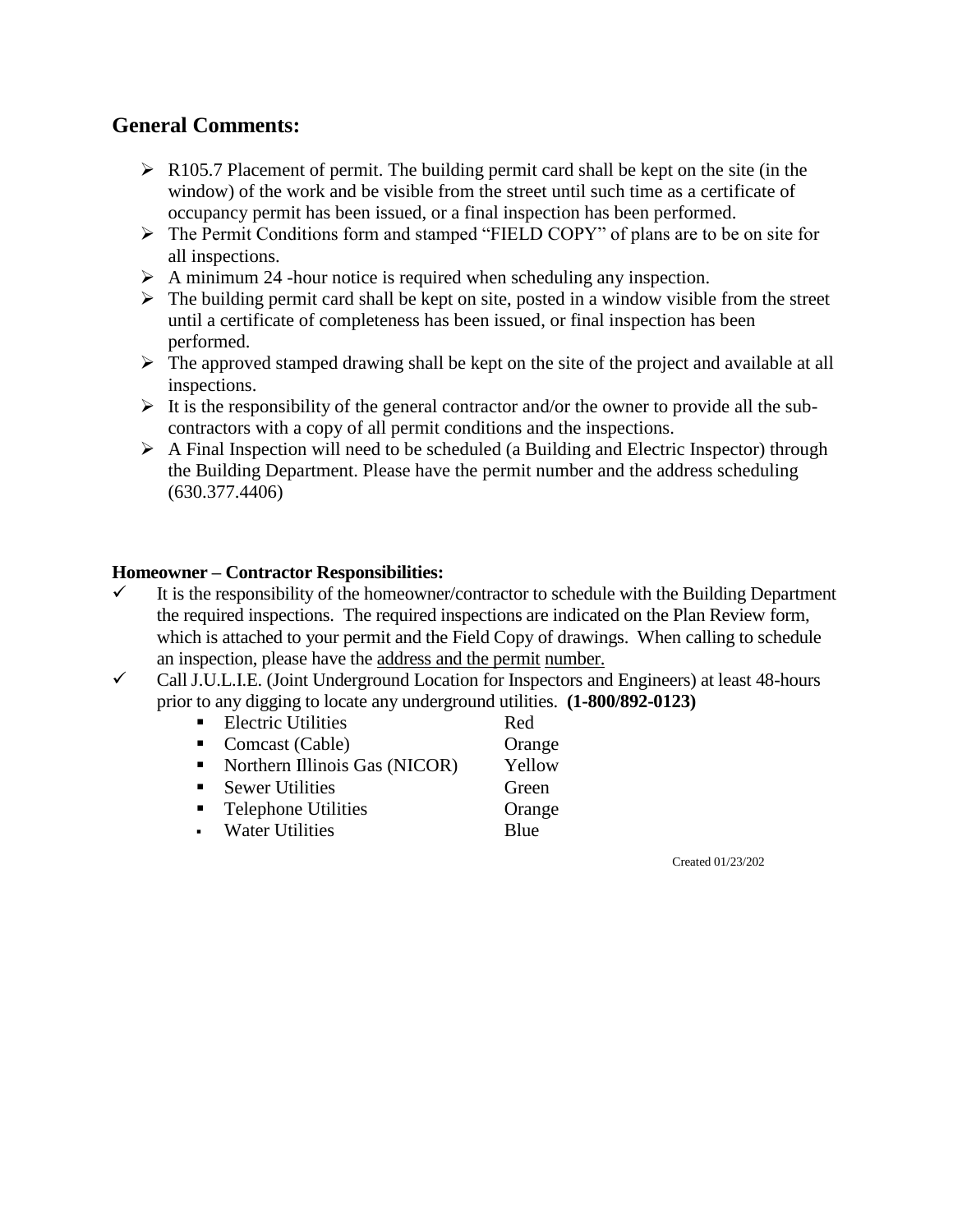## General Comments:

- R105.7 Placement of permit. The building permit card shall be kept on the site (in the window) of the work and be visible from the street until such time as a certificate of occupancy permit has been issued, or a final inspection has been performed.
- The Permit Conditions form and stamped "FIELD COPY" of plans are to be on site for all inspections.
- A minimum 24 -hour notice is required when scheduling any inspection.
- The building permit card shall be kept on site, posted in a window visible from the street until a certificate of completeness has been issued, or final inspection has been performed.
- The approved stamped drawing shall be kept on the site of the project and available at all inspections.
- It is the responsibility of the general contractor and/or the owner to provide all the sub-contractors with a copy of all permit conditions and the inspections.
- A Final Inspection will need to be scheduled (a Building and Electric Inspector) through the Building Department. Please have the permit number and the address scheduling (630.377.4406)

**Homeowner – Contractor Responsibilities:**

- ✓ It is the responsibility of the homeowner/contractor to schedule with the Building Department the required inspections. The required inspections are indicated on the Plan Review form, which is attached to your permit and the Field Copy of drawings. When calling to schedule an inspection, please have the address and the permit number.
- ✓ Call J.U.L.I.E. (Joint Underground Location for Inspectors and Engineers) at least 48-hours prior to any digging to locate any underground utilities. **(1-800/892-0123)**

| | |
|---|---|
| Electric Utilities | Red |
| Comcast (Cable) | Orange |
| Northern Illinois Gas (NICOR) | Yellow |
| Sewer Utilities | Green |
| Telephone Utilities | Orange |
| Water Utilities | Blue |

Created 01/23/202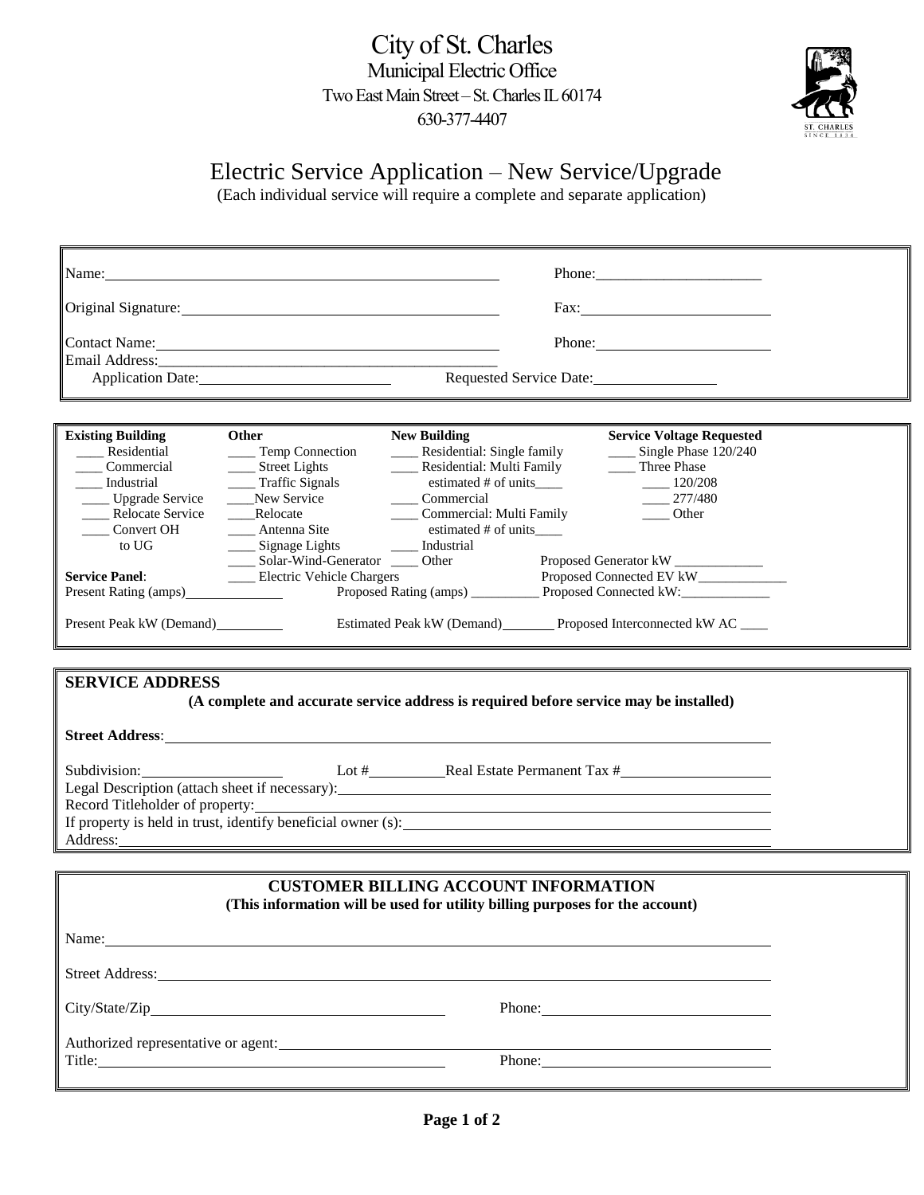# City of St. Charles

Municipal Electric Office
Two East Main Street – St. Charles IL 60174
630-377-4407

## Electric Service Application – New Service/Upgrade

(Each individual service will require a complete and separate application)

Name:_______________________________________ Phone:______________________

Original Signature:_______________________________ Fax:________________________

Contact Name:____________________________________ Phone:______________________

Email Address:_______________________________________

Application Date:________________________ Requested Service Date:________________

| **Existing Building** | **Other** | **New Building** | **Service Voltage Requested** |
|---|---|---|---|
| ____ Residential | ____ Temp Connection | ____ Residential: Single family | ____ Single Phase 120/240 |
| ____ Commercial | ____ Street Lights | ____ Residential: Multi Family | ____ Three Phase |
| ____ Industrial | ____ Traffic Signals | estimated # of units____ | ____ 120/208 |
| ____ Upgrade Service | ____New Service | ____ Commercial | ____ 277/480 |
| ____ Relocate Service | ____Relocate | ____ Commercial: Multi Family | ____ Other |
| ____ Convert OH to UG | ____ Antenna Site | estimated # of units____ | |
| | ____ Signage Lights | ____ Industrial | |
| | ____ Solar-Wind-Generator | ____ Other | Proposed Generator kW _____________ |
| **Service Panel**: | ____ Electric Vehicle Chargers | | Proposed Connected EV kW_____________ |

Present Rating (amps)______________ Proposed Rating (amps) __________ Proposed Connected kW:_____________

Present Peak kW (Demand)__________ Estimated Peak kW (Demand)________ Proposed Interconnected kW AC ____

## SERVICE ADDRESS

**(A complete and accurate service address is required before service may be installed)**

**Street Address**:_______________________________________________________________

Subdivision:__________________ Lot #__________Real Estate Permanent Tax #____________________

Legal Description (attach sheet if necessary):_________________________________________

Record Titleholder of property:____________________________________________________

If property is held in trust, identify beneficial owner (s):_____________________________

Address:_____________________________________________________________________

## CUSTOMER BILLING ACCOUNT INFORMATION

**(This information will be used for utility billing purposes for the account)**

Name:_______________________________________________________________________

Street Address:_______________________________________________________________

City/State/Zip_______________________________________ Phone:______________________

Authorized representative or agent:_____________________________________________

Title:_______________________________________________ Phone:______________________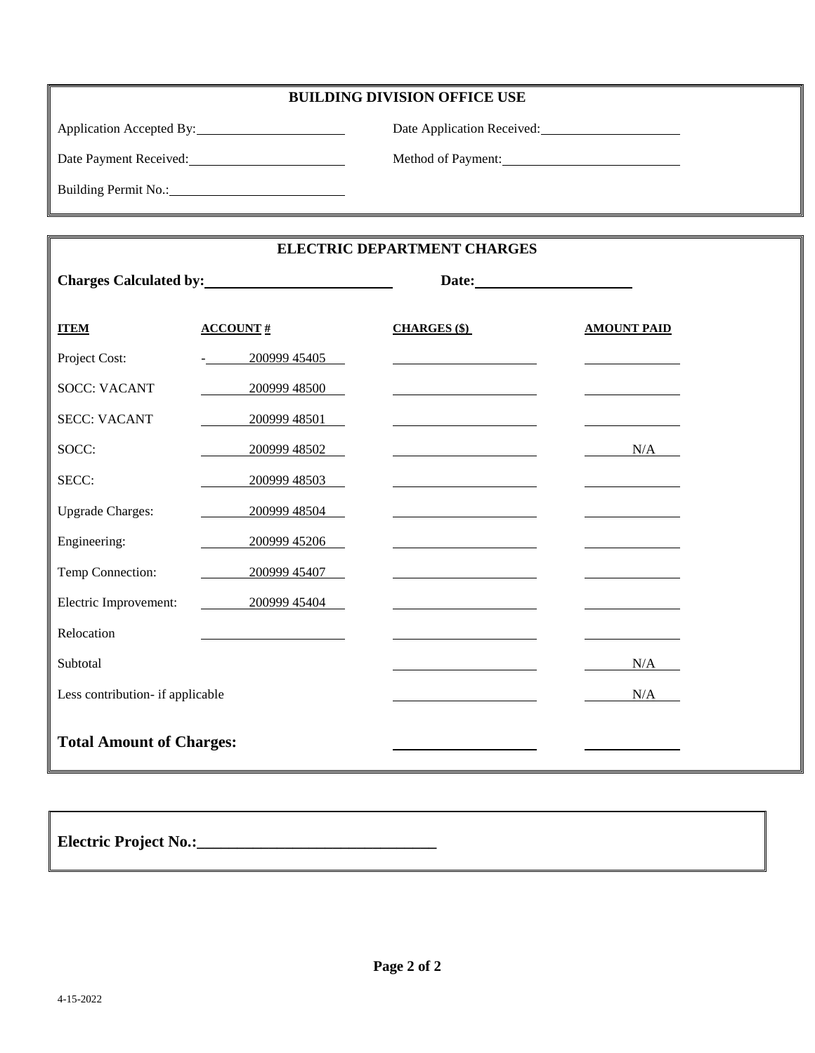## BUILDING DIVISION OFFICE USE

Application Accepted By: \_\_\_\_\_\_\_\_\_\_\_\_\_\_\_\_\_\_\_\_ Date Application Received: \_\_\_\_\_\_\_\_\_\_\_\_\_\_\_\_\_\_\_\_

Date Payment Received: \_\_\_\_\_\_\_\_\_\_\_\_\_\_\_\_\_\_\_\_ Method of Payment: \_\_\_\_\_\_\_\_\_\_\_\_\_\_\_\_\_\_\_\_

Building Permit No.: \_\_\_\_\_\_\_\_\_\_\_\_\_\_\_\_\_\_\_\_

## ELECTRIC DEPARTMENT CHARGES

**Charges Calculated by:** \_\_\_\_\_\_\_\_\_\_\_\_\_\_\_\_\_\_\_\_ **Date:** \_\_\_\_\_\_\_\_\_\_\_\_\_\_\_\_\_\_\_\_

| ITEM | ACCOUNT # | CHARGES ($) | AMOUNT PAID |
|---|---|---|---|
| Project Cost: | - 200999 45405 | | |
| SOCC: VACANT | 200999 48500 | | |
| SECC: VACANT | 200999 48501 | | |
| SOCC: | 200999 48502 | | N/A |
| SECC: | 200999 48503 | | |
| Upgrade Charges: | 200999 48504 | | |
| Engineering: | 200999 45206 | | |
| Temp Connection: | 200999 45407 | | |
| Electric Improvement: | 200999 45404 | | |
| Relocation | | | |
| Subtotal | | | N/A |
| Less contribution- if applicable | | | N/A |
| **Total Amount of Charges:** | | | |

**Electric Project No.:** \_\_\_\_\_\_\_\_\_\_\_\_\_\_\_\_\_\_\_\_\_\_\_\_\_\_\_\_\_\_

4-15-2022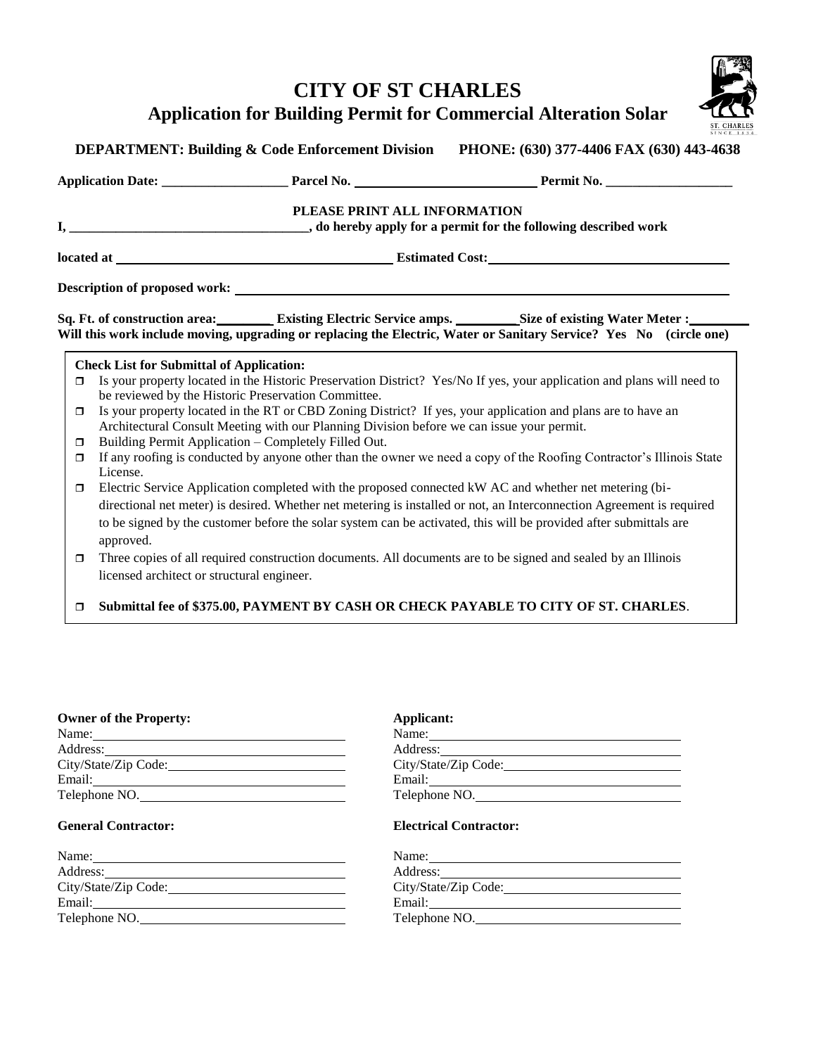# CITY OF ST CHARLES

## Application for Building Permit for Commercial Alteration Solar

**DEPARTMENT: Building & Code Enforcement Division PHONE: (630) 377-4406 FAX (630) 443-4638**

**Application Date: ___________________ Parcel No. ___________________________ Permit No. ___________________**

**PLEASE PRINT ALL INFORMATION**

**I, ___________________________________, do hereby apply for a permit for the following described work**

**located at ________________________________________ Estimated Cost: ____________________________________**

**Description of proposed work: ________________________________________________________________________**

**Sq. Ft. of construction area: ________ Existing Electric Service amps. _________ Size of existing Water Meter : ________**

**Will this work include moving, upgrading or replacing the Electric, Water or Sanitary Service? Yes No (circle one)**

**Check List for Submittal of Application:**

- ☐ Is your property located in the Historic Preservation District? Yes/No If yes, your application and plans will need to be reviewed by the Historic Preservation Committee.
- ☐ Is your property located in the RT or CBD Zoning District? If yes, your application and plans are to have an Architectural Consult Meeting with our Planning Division before we can issue your permit.
- ☐ Building Permit Application – Completely Filled Out.
- ☐ If any roofing is conducted by anyone other than the owner we need a copy of the Roofing Contractor's Illinois State License.
- ☐ Electric Service Application completed with the proposed connected kW AC and whether net metering (bi-directional net meter) is desired. Whether net metering is installed or not, an Interconnection Agreement is required to be signed by the customer before the solar system can be activated, this will be provided after submittals are approved.
- ☐ Three copies of all required construction documents. All documents are to be signed and sealed by an Illinois licensed architect or structural engineer.
- ☐ **Submittal fee of $375.00, PAYMENT BY CASH OR CHECK PAYABLE TO CITY OF ST. CHARLES**.

**Owner of the Property:**

Name: ________________________________
Address: ________________________________
City/State/Zip Code: ________________________________
Email: ________________________________
Telephone NO. ________________________________

**Applicant:**

Name: ________________________________
Address: ________________________________
City/State/Zip Code: ________________________________
Email: ________________________________
Telephone NO. ________________________________

**General Contractor:**

Name: ________________________________
Address: ________________________________
City/State/Zip Code: ________________________________
Email: ________________________________
Telephone NO. ________________________________

**Electrical Contractor:**

Name: ________________________________
Address: ________________________________
City/State/Zip Code: ________________________________
Email: ________________________________
Telephone NO. ________________________________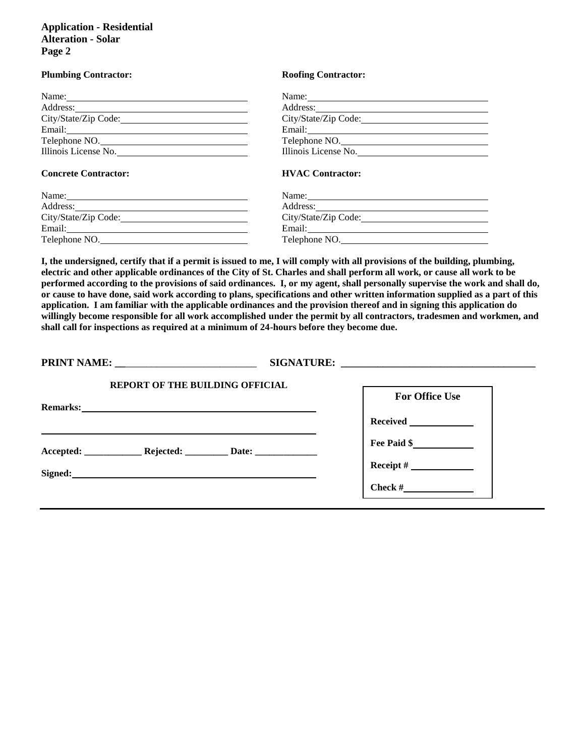**Application - Residential**
**Alteration - Solar**
**Page 2**

**Plumbing Contractor:**

Name: ______________________________
Address: ______________________________
City/State/Zip Code: ______________________________
Email: ______________________________
Telephone NO. ______________________________
Illinois License No. ______________________________

**Roofing Contractor:**

Name: ______________________________
Address: ______________________________
City/State/Zip Code: ______________________________
Email: ______________________________
Telephone NO. ______________________________
Illinois License No. ______________________________

**Concrete Contractor:**

Name: ______________________________
Address: ______________________________
City/State/Zip Code: ______________________________
Email: ______________________________
Telephone NO. ______________________________

**HVAC Contractor:**

Name: ______________________________
Address: ______________________________
City/State/Zip Code: ______________________________
Email: ______________________________
Telephone NO. ______________________________

**I, the undersigned, certify that if a permit is issued to me, I will comply with all provisions of the building, plumbing, electric and other applicable ordinances of the City of St. Charles and shall perform all work, or cause all work to be performed according to the provisions of said ordinances. I, or my agent, shall personally supervise the work and shall do, or cause to have done, said work according to plans, specifications and other written information supplied as a part of this application. I am familiar with the applicable ordinances and the provision thereof and in signing this application do willingly become responsible for all work accomplished under the permit by all contractors, tradesmen and workmen, and shall call for inspections as required at a minimum of 24-hours before they become due.**

**PRINT NAME:** ______________________________ **SIGNATURE:** ______________________________

**REPORT OF THE BUILDING OFFICIAL**

**Remarks:** ______________________________

______________________________

**Accepted:** ____________ **Rejected:** _________ **Date:** _____________

**Signed:** ______________________________

**For Office Use**

**Received** ______________

**Fee Paid $** ______________

**Receipt #** ______________

**Check #** ______________